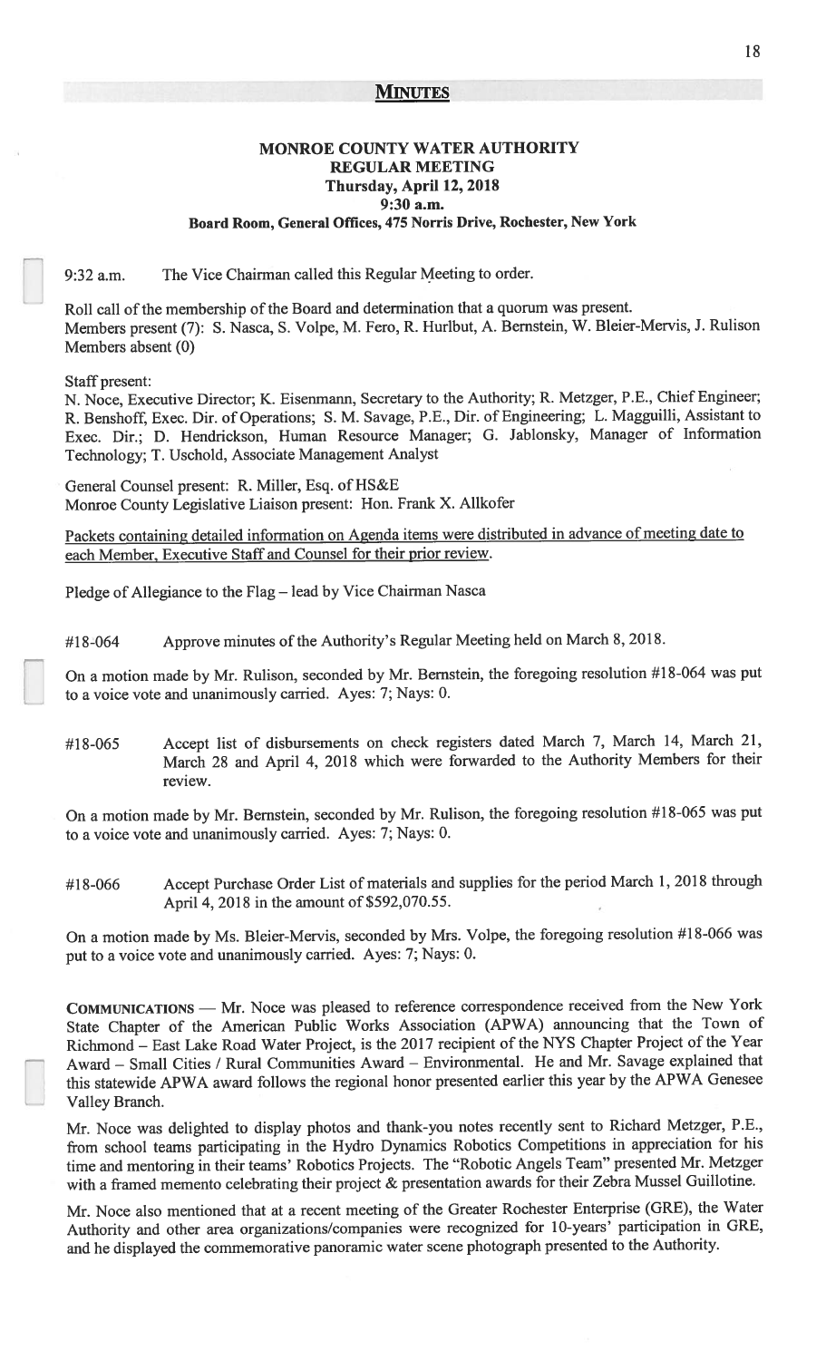## MINUTES

### MONROE COUNTY WATER AUTHORITY
### REGULAR MEETING
### Thursday, April 12, 2018
### 9:30 a.m.
**Board Room, General Offices, 475 Norris Drive, Rochester, New York**

9:32 a.m. The Vice Chairman called this Regular Meeting to order.

Roll call of the membership of the Board and determination that a quorum was present.
Members present (7): S. Nasca, S. Volpe, M. Fero, R. Hurlbut, A. Bernstein, W. Bleier-Mervis, J. Rulison
Members absent (0)

Staff present:
N. Noce, Executive Director; K. Eisenmann, Secretary to the Authority; R. Metzger, P.E., Chief Engineer; R. Benshoff, Exec. Dir. of Operations; S. M. Savage, P.E., Dir. of Engineering; L. Magguilli, Assistant to Exec. Dir.; D. Hendrickson, Human Resource Manager; G. Jablonsky, Manager of Information Technology; T. Uschold, Associate Management Analyst

General Counsel present: R. Miller, Esq. of HS&E
Monroe County Legislative Liaison present: Hon. Frank X. Allkofer

Packets containing detailed information on Agenda items were distributed in advance of meeting date to each Member, Executive Staff and Counsel for their prior review.

Pledge of Allegiance to the Flag – lead by Vice Chairman Nasca

#18-064 Approve minutes of the Authority's Regular Meeting held on March 8, 2018.

On a motion made by Mr. Rulison, seconded by Mr. Bernstein, the foregoing resolution #18-064 was put to a voice vote and unanimously carried. Ayes: 7; Nays: 0.

#18-065 Accept list of disbursements on check registers dated March 7, March 14, March 21, March 28 and April 4, 2018 which were forwarded to the Authority Members for their review.

On a motion made by Mr. Bernstein, seconded by Mr. Rulison, the foregoing resolution #18-065 was put to a voice vote and unanimously carried. Ayes: 7; Nays: 0.

#18-066 Accept Purchase Order List of materials and supplies for the period March 1, 2018 through April 4, 2018 in the amount of $592,070.55.

On a motion made by Ms. Bleier-Mervis, seconded by Mrs. Volpe, the foregoing resolution #18-066 was put to a voice vote and unanimously carried. Ayes: 7; Nays: 0.

**COMMUNICATIONS** — Mr. Noce was pleased to reference correspondence received from the New York State Chapter of the American Public Works Association (APWA) announcing that the Town of Richmond – East Lake Road Water Project, is the 2017 recipient of the NYS Chapter Project of the Year Award – Small Cities / Rural Communities Award – Environmental. He and Mr. Savage explained that this statewide APWA award follows the regional honor presented earlier this year by the APWA Genesee Valley Branch.

Mr. Noce was delighted to display photos and thank-you notes recently sent to Richard Metzger, P.E., from school teams participating in the Hydro Dynamics Robotics Competitions in appreciation for his time and mentoring in their teams' Robotics Projects. The "Robotic Angels Team" presented Mr. Metzger with a framed memento celebrating their project & presentation awards for their Zebra Mussel Guillotine.

Mr. Noce also mentioned that at a recent meeting of the Greater Rochester Enterprise (GRE), the Water Authority and other area organizations/companies were recognized for 10-years' participation in GRE, and he displayed the commemorative panoramic water scene photograph presented to the Authority.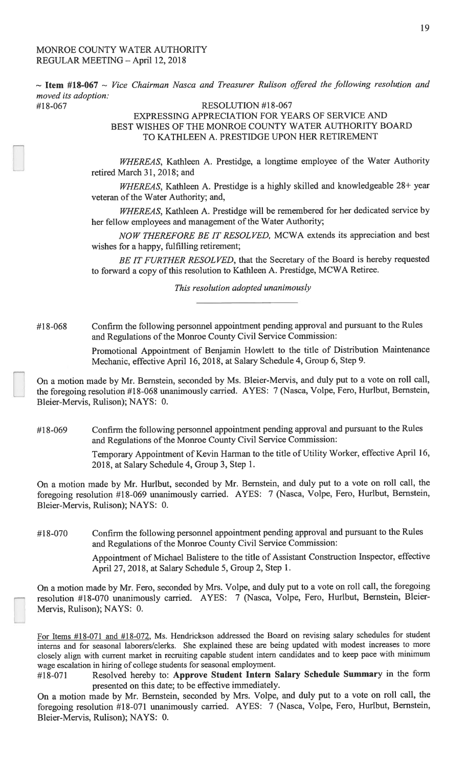MONROE COUNTY WATER AUTHORITY
REGULAR MEETING – April 12, 2018

~ **Item #18-067** ~ *Vice Chairman Nasca and Treasurer Rulison offered the following resolution and moved its adoption:*

#18-067

RESOLUTION #18-067
EXPRESSING APPRECIATION FOR YEARS OF SERVICE AND
BEST WISHES OF THE MONROE COUNTY WATER AUTHORITY BOARD
TO KATHLEEN A. PRESTIDGE UPON HER RETIREMENT

*WHEREAS*, Kathleen A. Prestidge, a longtime employee of the Water Authority retired March 31, 2018; and

*WHEREAS*, Kathleen A. Prestidge is a highly skilled and knowledgeable 28+ year veteran of the Water Authority; and,

*WHEREAS*, Kathleen A. Prestidge will be remembered for her dedicated service by her fellow employees and management of the Water Authority;

*NOW THEREFORE BE IT RESOLVED*, MCWA extends its appreciation and best wishes for a happy, fulfilling retirement;

*BE IT FURTHER RESOLVED*, that the Secretary of the Board is hereby requested to forward a copy of this resolution to Kathleen A. Prestidge, MCWA Retiree.

*This resolution adopted unanimously*

---

#18-068 Confirm the following personnel appointment pending approval and pursuant to the Rules and Regulations of the Monroe County Civil Service Commission:

Promotional Appointment of Benjamin Howlett to the title of Distribution Maintenance Mechanic, effective April 16, 2018, at Salary Schedule 4, Group 6, Step 9.

On a motion made by Mr. Bernstein, seconded by Ms. Bleier-Mervis, and duly put to a vote on roll call, the foregoing resolution #18-068 unanimously carried. AYES: 7 (Nasca, Volpe, Fero, Hurlbut, Bernstein, Bleier-Mervis, Rulison); NAYS: 0.

#18-069 Confirm the following personnel appointment pending approval and pursuant to the Rules and Regulations of the Monroe County Civil Service Commission:

Temporary Appointment of Kevin Harman to the title of Utility Worker, effective April 16, 2018, at Salary Schedule 4, Group 3, Step 1.

On a motion made by Mr. Hurlbut, seconded by Mr. Bernstein, and duly put to a vote on roll call, the foregoing resolution #18-069 unanimously carried. AYES: 7 (Nasca, Volpe, Fero, Hurlbut, Bernstein, Bleier-Mervis, Rulison); NAYS: 0.

#18-070 Confirm the following personnel appointment pending approval and pursuant to the Rules and Regulations of the Monroe County Civil Service Commission:

Appointment of Michael Balistere to the title of Assistant Construction Inspector, effective April 27, 2018, at Salary Schedule 5, Group 2, Step 1.

On a motion made by Mr. Fero, seconded by Mrs. Volpe, and duly put to a vote on roll call, the foregoing resolution #18-070 unanimously carried. AYES: 7 (Nasca, Volpe, Fero, Hurlbut, Bernstein, Bleier-Mervis, Rulison); NAYS: 0.

For Items #18-071 and #18-072, Ms. Hendrickson addressed the Board on revising salary schedules for student interns and for seasonal laborers/clerks. She explained these are being updated with modest increases to more closely align with current market in recruiting capable student intern candidates and to keep pace with minimum wage escalation in hiring of college students for seasonal employment.

#18-071 Resolved hereby to: **Approve Student Intern Salary Schedule Summary** in the form presented on this date; to be effective immediately.

On a motion made by Mr. Bernstein, seconded by Mrs. Volpe, and duly put to a vote on roll call, the foregoing resolution #18-071 unanimously carried. AYES: 7 (Nasca, Volpe, Fero, Hurlbut, Bernstein, Bleier-Mervis, Rulison); NAYS: 0.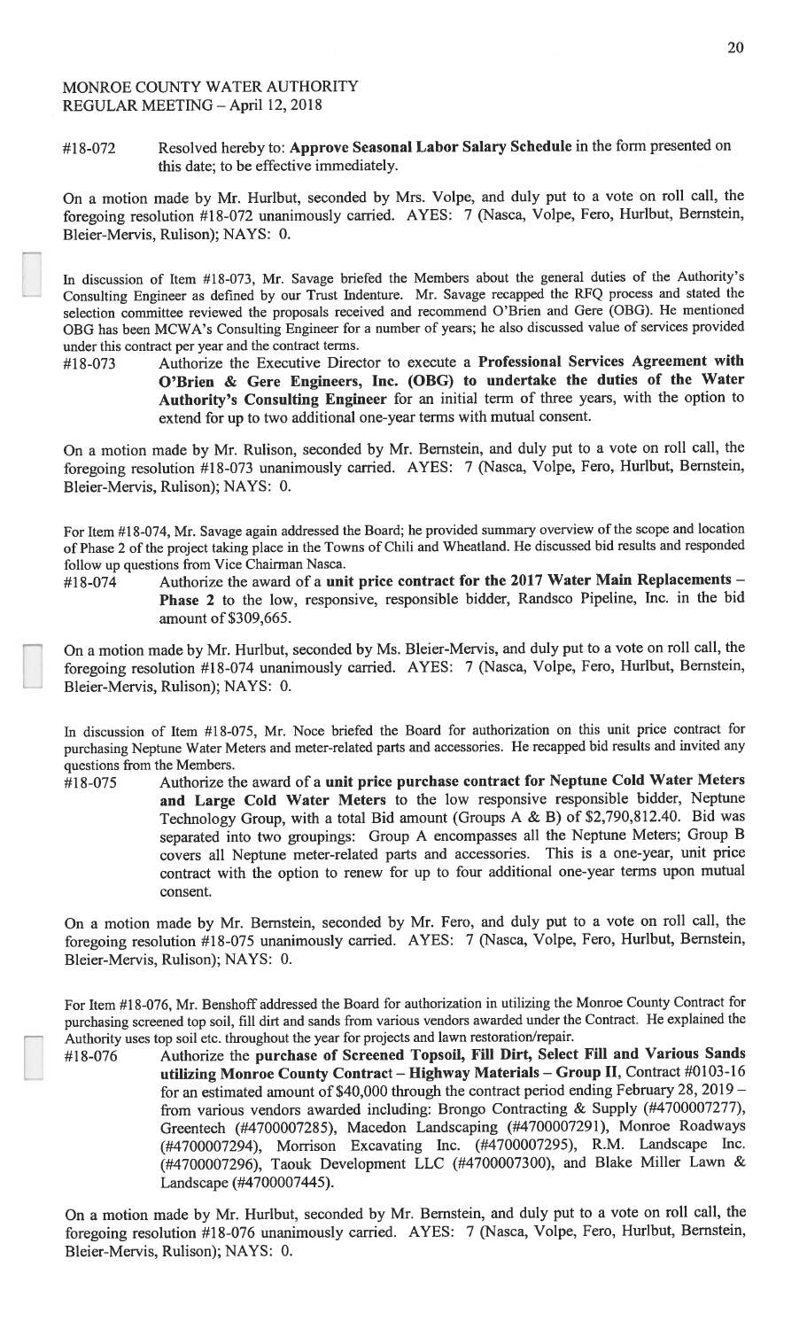MONROE COUNTY WATER AUTHORITY
REGULAR MEETING – April 12, 2018

#18-072 Resolved hereby to: **Approve Seasonal Labor Salary Schedule** in the form presented on this date; to be effective immediately.

On a motion made by Mr. Hurlbut, seconded by Mrs. Volpe, and duly put to a vote on roll call, the foregoing resolution #18-072 unanimously carried. AYES: 7 (Nasca, Volpe, Fero, Hurlbut, Bernstein, Bleier-Mervis, Rulison); NAYS: 0.

In discussion of Item #18-073, Mr. Savage briefed the Members about the general duties of the Authority's Consulting Engineer as defined by our Trust Indenture. Mr. Savage recapped the RFQ process and stated the selection committee reviewed the proposals received and recommend O'Brien and Gere (OBG). He mentioned OBG has been MCWA's Consulting Engineer for a number of years; he also discussed value of services provided under this contract per year and the contract terms.

#18-073 Authorize the Executive Director to execute a **Professional Services Agreement with O'Brien & Gere Engineers, Inc. (OBG) to undertake the duties of the Water Authority's Consulting Engineer** for an initial term of three years, with the option to extend for up to two additional one-year terms with mutual consent.

On a motion made by Mr. Rulison, seconded by Mr. Bernstein, and duly put to a vote on roll call, the foregoing resolution #18-073 unanimously carried. AYES: 7 (Nasca, Volpe, Fero, Hurlbut, Bernstein, Bleier-Mervis, Rulison); NAYS: 0.

For Item #18-074, Mr. Savage again addressed the Board; he provided summary overview of the scope and location of Phase 2 of the project taking place in the Towns of Chili and Wheatland. He discussed bid results and responded follow up questions from Vice Chairman Nasca.

#18-074 Authorize the award of a **unit price contract for the 2017 Water Main Replacements – Phase 2** to the low, responsive, responsible bidder, Randsco Pipeline, Inc. in the bid amount of $309,665.

On a motion made by Mr. Hurlbut, seconded by Ms. Bleier-Mervis, and duly put to a vote on roll call, the foregoing resolution #18-074 unanimously carried. AYES: 7 (Nasca, Volpe, Fero, Hurlbut, Bernstein, Bleier-Mervis, Rulison); NAYS: 0.

In discussion of Item #18-075, Mr. Noce briefed the Board for authorization on this unit price contract for purchasing Neptune Water Meters and meter-related parts and accessories. He recapped bid results and invited any questions from the Members.

#18-075 Authorize the award of a **unit price purchase contract for Neptune Cold Water Meters and Large Cold Water Meters** to the low responsive responsible bidder, Neptune Technology Group, with a total Bid amount (Groups A & B) of $2,790,812.40. Bid was separated into two groupings: Group A encompasses all the Neptune Meters; Group B covers all Neptune meter-related parts and accessories. This is a one-year, unit price contract with the option to renew for up to four additional one-year terms upon mutual consent.

On a motion made by Mr. Bernstein, seconded by Mr. Fero, and duly put to a vote on roll call, the foregoing resolution #18-075 unanimously carried. AYES: 7 (Nasca, Volpe, Fero, Hurlbut, Bernstein, Bleier-Mervis, Rulison); NAYS: 0.

For Item #18-076, Mr. Benshoff addressed the Board for authorization in utilizing the Monroe County Contract for purchasing screened top soil, fill dirt and sands from various vendors awarded under the Contract. He explained the Authority uses top soil etc. throughout the year for projects and lawn restoration/repair.

#18-076 Authorize the **purchase of Screened Topsoil, Fill Dirt, Select Fill and Various Sands utilizing Monroe County Contract – Highway Materials – Group II**, Contract #0103-16 for an estimated amount of $40,000 through the contract period ending February 28, 2019 – from various vendors awarded including: Brongo Contracting & Supply (#4700007277), Greentech (#4700007285), Macedon Landscaping (#4700007291), Monroe Roadways (#4700007294), Morrison Excavating Inc. (#4700007295), R.M. Landscape Inc. (#4700007296), Taouk Development LLC (#4700007300), and Blake Miller Lawn & Landscape (#4700007445).

On a motion made by Mr. Hurlbut, seconded by Mr. Bernstein, and duly put to a vote on roll call, the foregoing resolution #18-076 unanimously carried. AYES: 7 (Nasca, Volpe, Fero, Hurlbut, Bernstein, Bleier-Mervis, Rulison); NAYS: 0.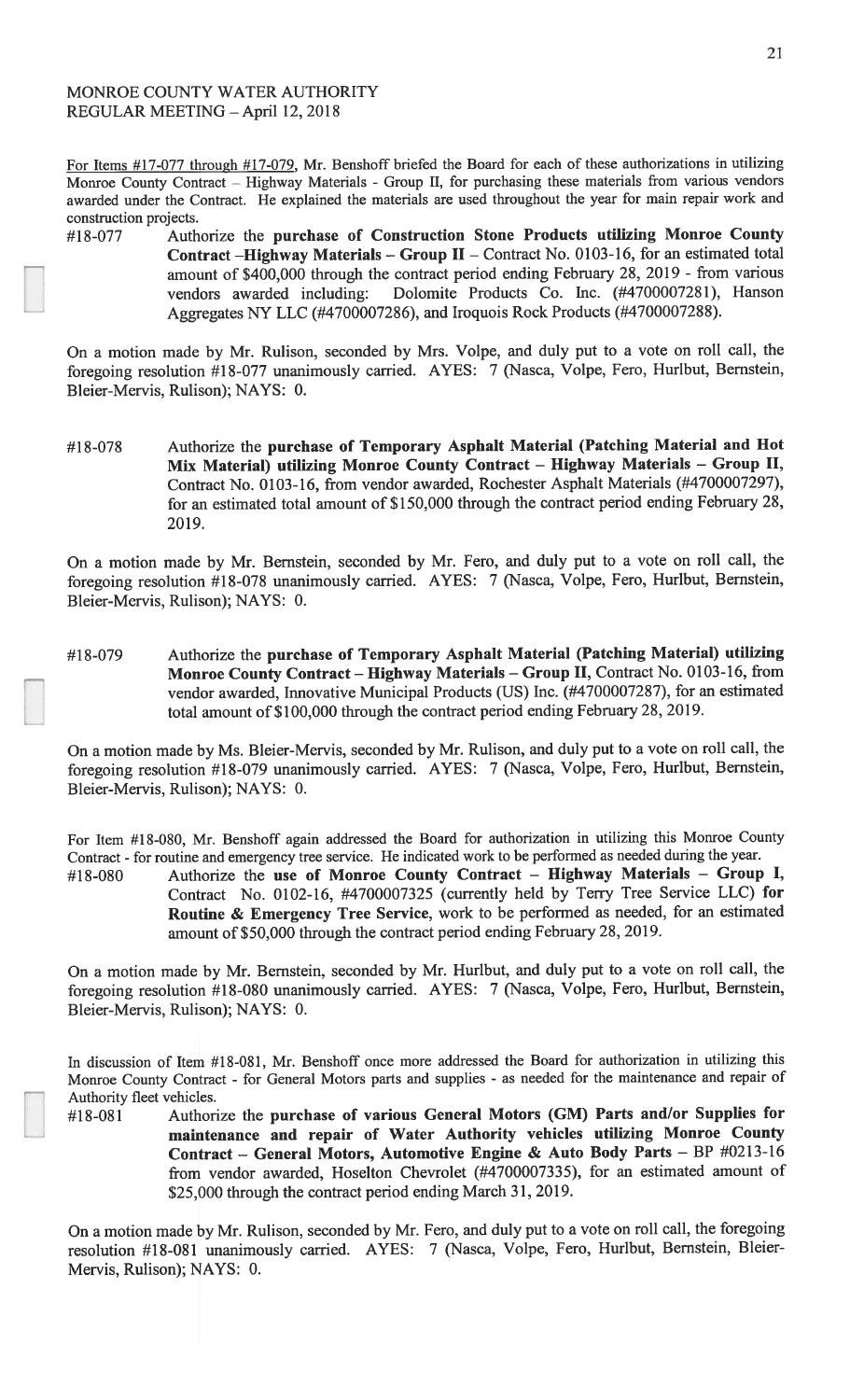MONROE COUNTY WATER AUTHORITY
REGULAR MEETING – April 12, 2018

For Items #17-077 through #17-079, Mr. Benshoff briefed the Board for each of these authorizations in utilizing Monroe County Contract – Highway Materials - Group II, for purchasing these materials from various vendors awarded under the Contract. He explained the materials are used throughout the year for main repair work and construction projects.

#18-077 Authorize the **purchase of Construction Stone Products utilizing Monroe County Contract –Highway Materials – Group II** – Contract No. 0103-16, for an estimated total amount of $400,000 through the contract period ending February 28, 2019 - from various vendors awarded including: Dolomite Products Co. Inc. (#4700007281), Hanson Aggregates NY LLC (#4700007286), and Iroquois Rock Products (#4700007288).

On a motion made by Mr. Rulison, seconded by Mrs. Volpe, and duly put to a vote on roll call, the foregoing resolution #18-077 unanimously carried. AYES: 7 (Nasca, Volpe, Fero, Hurlbut, Bernstein, Bleier-Mervis, Rulison); NAYS: 0.

#18-078 Authorize the **purchase of Temporary Asphalt Material (Patching Material and Hot Mix Material) utilizing Monroe County Contract – Highway Materials – Group II,** Contract No. 0103-16, from vendor awarded, Rochester Asphalt Materials (#4700007297), for an estimated total amount of $150,000 through the contract period ending February 28, 2019.

On a motion made by Mr. Bernstein, seconded by Mr. Fero, and duly put to a vote on roll call, the foregoing resolution #18-078 unanimously carried. AYES: 7 (Nasca, Volpe, Fero, Hurlbut, Bernstein, Bleier-Mervis, Rulison); NAYS: 0.

#18-079 Authorize the **purchase of Temporary Asphalt Material (Patching Material) utilizing Monroe County Contract – Highway Materials – Group II,** Contract No. 0103-16, from vendor awarded, Innovative Municipal Products (US) Inc. (#4700007287), for an estimated total amount of $100,000 through the contract period ending February 28, 2019.

On a motion made by Ms. Bleier-Mervis, seconded by Mr. Rulison, and duly put to a vote on roll call, the foregoing resolution #18-079 unanimously carried. AYES: 7 (Nasca, Volpe, Fero, Hurlbut, Bernstein, Bleier-Mervis, Rulison); NAYS: 0.

For Item #18-080, Mr. Benshoff again addressed the Board for authorization in utilizing this Monroe County Contract - for routine and emergency tree service. He indicated work to be performed as needed during the year.

#18-080 Authorize the **use of Monroe County Contract – Highway Materials – Group I,** Contract No. 0102-16, #4700007325 (currently held by Terry Tree Service LLC) **for Routine & Emergency Tree Service**, work to be performed as needed, for an estimated amount of $50,000 through the contract period ending February 28, 2019.

On a motion made by Mr. Bernstein, seconded by Mr. Hurlbut, and duly put to a vote on roll call, the foregoing resolution #18-080 unanimously carried. AYES: 7 (Nasca, Volpe, Fero, Hurlbut, Bernstein, Bleier-Mervis, Rulison); NAYS: 0.

In discussion of Item #18-081, Mr. Benshoff once more addressed the Board for authorization in utilizing this Monroe County Contract - for General Motors parts and supplies - as needed for the maintenance and repair of Authority fleet vehicles.

#18-081 Authorize the **purchase of various General Motors (GM) Parts and/or Supplies for maintenance and repair of Water Authority vehicles utilizing Monroe County Contract – General Motors, Automotive Engine & Auto Body Parts** – BP #0213-16 from vendor awarded, Hoselton Chevrolet (#4700007335), for an estimated amount of $25,000 through the contract period ending March 31, 2019.

On a motion made by Mr. Rulison, seconded by Mr. Fero, and duly put to a vote on roll call, the foregoing resolution #18-081 unanimously carried. AYES: 7 (Nasca, Volpe, Fero, Hurlbut, Bernstein, Bleier-Mervis, Rulison); NAYS: 0.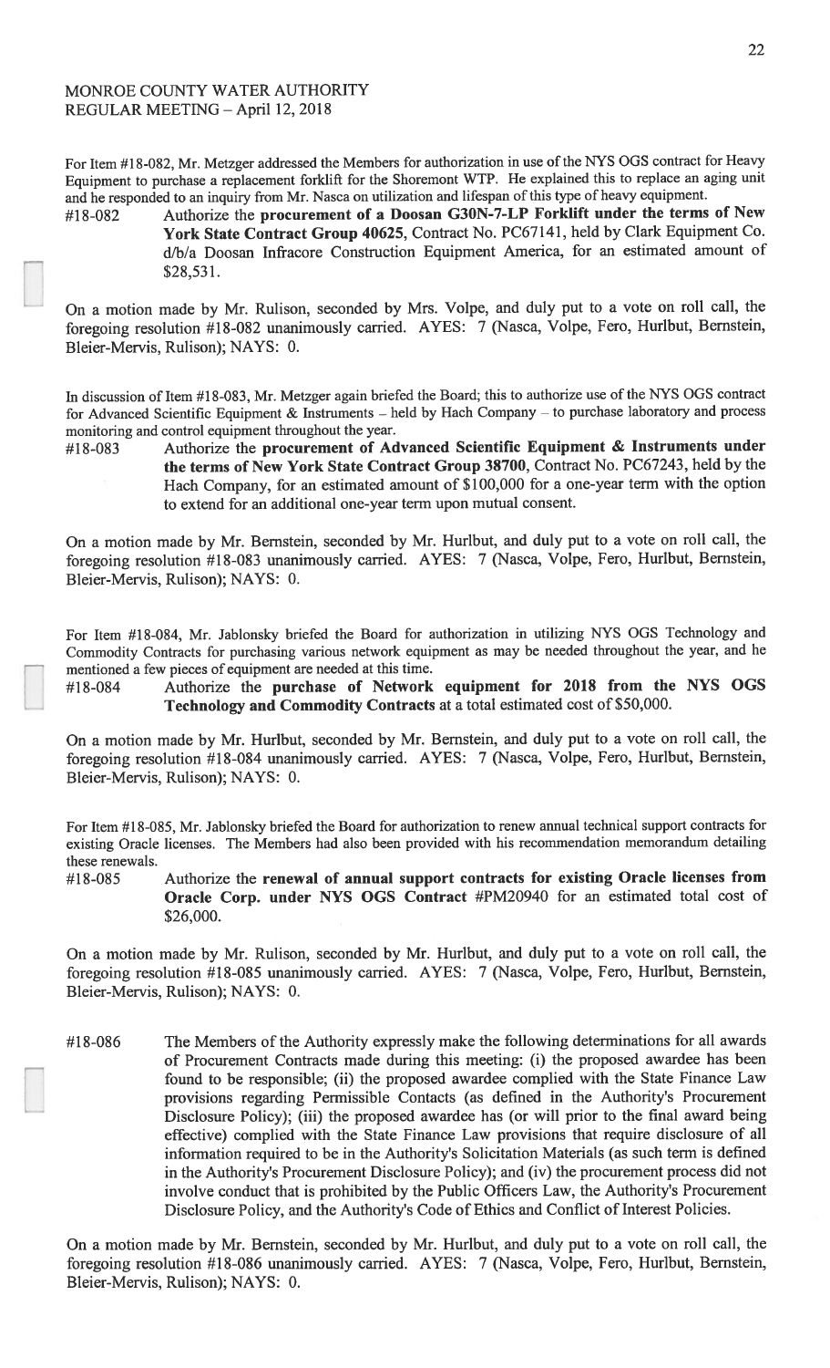For Item #18-082, Mr. Metzger addressed the Members for authorization in use of the NYS OGS contract for Heavy Equipment to purchase a replacement forklift for the Shoremont WTP. He explained this to replace an aging unit and he responded to an inquiry from Mr. Nasca on utilization and lifespan of this type of heavy equipment.

#18-082 Authorize the **procurement of a Doosan G30N-7-LP Forklift under the terms of New York State Contract Group 40625**, Contract No. PC67141, held by Clark Equipment Co. d/b/a Doosan Infracore Construction Equipment America, for an estimated amount of \$28,531.

On a motion made by Mr. Rulison, seconded by Mrs. Volpe, and duly put to a vote on roll call, the foregoing resolution #18-082 unanimously carried. AYES: 7 (Nasca, Volpe, Fero, Hurlbut, Bernstein, Bleier-Mervis, Rulison); NAYS: 0.

In discussion of Item #18-083, Mr. Metzger again briefed the Board; this to authorize use of the NYS OGS contract for Advanced Scientific Equipment & Instruments – held by Hach Company – to purchase laboratory and process monitoring and control equipment throughout the year.

#18-083 Authorize the **procurement of Advanced Scientific Equipment & Instruments under the terms of New York State Contract Group 38700**, Contract No. PC67243, held by the Hach Company, for an estimated amount of \$100,000 for a one-year term with the option to extend for an additional one-year term upon mutual consent.

On a motion made by Mr. Bernstein, seconded by Mr. Hurlbut, and duly put to a vote on roll call, the foregoing resolution #18-083 unanimously carried. AYES: 7 (Nasca, Volpe, Fero, Hurlbut, Bernstein, Bleier-Mervis, Rulison); NAYS: 0.

For Item #18-084, Mr. Jablonsky briefed the Board for authorization in utilizing NYS OGS Technology and Commodity Contracts for purchasing various network equipment as may be needed throughout the year, and he mentioned a few pieces of equipment are needed at this time.

#18-084 Authorize the **purchase of Network equipment for 2018 from the NYS OGS Technology and Commodity Contracts** at a total estimated cost of \$50,000.

On a motion made by Mr. Hurlbut, seconded by Mr. Bernstein, and duly put to a vote on roll call, the foregoing resolution #18-084 unanimously carried. AYES: 7 (Nasca, Volpe, Fero, Hurlbut, Bernstein, Bleier-Mervis, Rulison); NAYS: 0.

For Item #18-085, Mr. Jablonsky briefed the Board for authorization to renew annual technical support contracts for existing Oracle licenses. The Members had also been provided with his recommendation memorandum detailing these renewals.

#18-085 Authorize the **renewal of annual support contracts for existing Oracle licenses from Oracle Corp. under NYS OGS Contract** #PM20940 for an estimated total cost of \$26,000.

On a motion made by Mr. Rulison, seconded by Mr. Hurlbut, and duly put to a vote on roll call, the foregoing resolution #18-085 unanimously carried. AYES: 7 (Nasca, Volpe, Fero, Hurlbut, Bernstein, Bleier-Mervis, Rulison); NAYS: 0.

#18-086 The Members of the Authority expressly make the following determinations for all awards of Procurement Contracts made during this meeting: (i) the proposed awardee has been found to be responsible; (ii) the proposed awardee complied with the State Finance Law provisions regarding Permissible Contacts (as defined in the Authority's Procurement Disclosure Policy); (iii) the proposed awardee has (or will prior to the final award being effective) complied with the State Finance Law provisions that require disclosure of all information required to be in the Authority's Solicitation Materials (as such term is defined in the Authority's Procurement Disclosure Policy); and (iv) the procurement process did not involve conduct that is prohibited by the Public Officers Law, the Authority's Procurement Disclosure Policy, and the Authority's Code of Ethics and Conflict of Interest Policies.

On a motion made by Mr. Bernstein, seconded by Mr. Hurlbut, and duly put to a vote on roll call, the foregoing resolution #18-086 unanimously carried. AYES: 7 (Nasca, Volpe, Fero, Hurlbut, Bernstein, Bleier-Mervis, Rulison); NAYS: 0.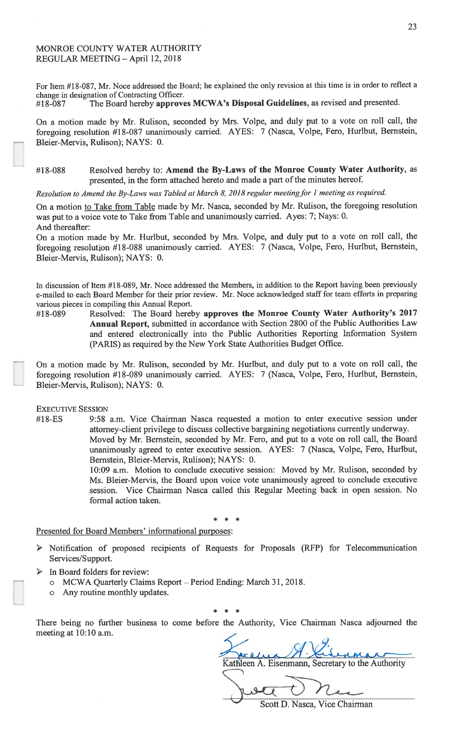MONROE COUNTY WATER AUTHORITY
REGULAR MEETING – April 12, 2018

For Item #18-087, Mr. Noce addressed the Board; he explained the only revision at this time is in order to reflect a change in designation of Contracting Officer.

#18-087 The Board hereby **approves MCWA's Disposal Guidelines**, as revised and presented.

On a motion made by Mr. Rulison, seconded by Mrs. Volpe, and duly put to a vote on roll call, the foregoing resolution #18-087 unanimously carried. AYES: 7 (Nasca, Volpe, Fero, Hurlbut, Bernstein, Bleier-Mervis, Rulison); NAYS: 0.

#18-088 Resolved hereby to: **Amend the By-Laws of the Monroe County Water Authority**, as presented, in the form attached hereto and made a part of the minutes hereof.

*Resolution to Amend the By-Laws was Tabled at March 8, 2018 regular meeting for 1 meeting as required.*

On a motion to Take from Table made by Mr. Nasca, seconded by Mr. Rulison, the foregoing resolution was put to a voice vote to Take from Table and unanimously carried. Ayes: 7; Nays: 0.
And thereafter:
On a motion made by Mr. Hurlbut, seconded by Mrs. Volpe, and duly put to a vote on roll call, the foregoing resolution #18-088 unanimously carried. AYES: 7 (Nasca, Volpe, Fero, Hurlbut, Bernstein, Bleier-Mervis, Rulison); NAYS: 0.

In discussion of Item #18-089, Mr. Noce addressed the Members, in addition to the Report having been previously e-mailed to each Board Member for their prior review. Mr. Noce acknowledged staff for team efforts in preparing various pieces in compiling this Annual Report.

#18-089 Resolved: The Board hereby **approves the Monroe County Water Authority's 2017 Annual Report**, submitted in accordance with Section 2800 of the Public Authorities Law and entered electronically into the Public Authorities Reporting Information System (PARIS) as required by the New York State Authorities Budget Office.

On a motion made by Mr. Rulison, seconded by Mr. Hurlbut, and duly put to a vote on roll call, the foregoing resolution #18-089 unanimously carried. AYES: 7 (Nasca, Volpe, Fero, Hurlbut, Bernstein, Bleier-Mervis, Rulison); NAYS: 0.

EXECUTIVE SESSION

#18-ES 9:58 a.m. Vice Chairman Nasca requested a motion to enter executive session under attorney-client privilege to discuss collective bargaining negotiations currently underway.
Moved by Mr. Bernstein, seconded by Mr. Fero, and put to a vote on roll call, the Board unanimously agreed to enter executive session. AYES: 7 (Nasca, Volpe, Fero, Hurlbut, Bernstein, Bleier-Mervis, Rulison); NAYS: 0.
10:09 a.m. Motion to conclude executive session: Moved by Mr. Rulison, seconded by Ms. Bleier-Mervis, the Board upon voice vote unanimously agreed to conclude executive session. Vice Chairman Nasca called this Regular Meeting back in open session. No formal action taken.

\* \* \*

Presented for Board Members' informational purposes:

- Notification of proposed recipients of Requests for Proposals (RFP) for Telecommunication Services/Support.
- In Board folders for review:
  - MCWA Quarterly Claims Report – Period Ending: March 31, 2018.
  - Any routine monthly updates.

\* \* \*

There being no further business to come before the Authority, Vice Chairman Nasca adjourned the meeting at 10:10 a.m.

Kathleen A. Eisenmann, Secretary to the Authority

Scott D. Nasca, Vice Chairman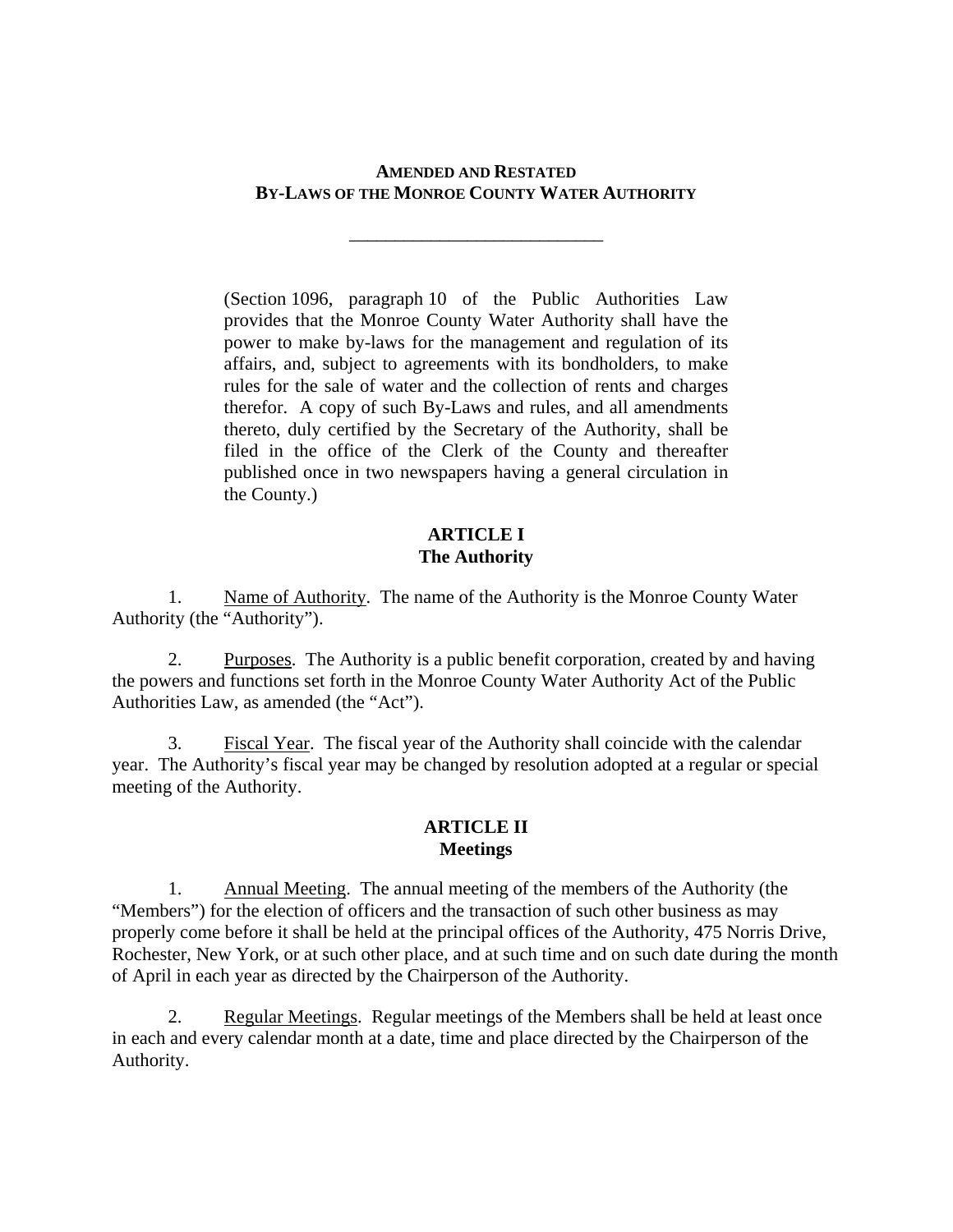**AMENDED AND RESTATED**
**BY-LAWS OF THE MONROE COUNTY WATER AUTHORITY**

---

> (Section 1096, paragraph 10 of the Public Authorities Law provides that the Monroe County Water Authority shall have the power to make by-laws for the management and regulation of its affairs, and, subject to agreements with its bondholders, to make rules for the sale of water and the collection of rents and charges therefor. A copy of such By-Laws and rules, and all amendments thereto, duly certified by the Secretary of the Authority, shall be filed in the office of the Clerk of the County and thereafter published once in two newspapers having a general circulation in the County.)

## ARTICLE I
## The Authority

1. Name of Authority. The name of the Authority is the Monroe County Water Authority (the "Authority").

2. Purposes. The Authority is a public benefit corporation, created by and having the powers and functions set forth in the Monroe County Water Authority Act of the Public Authorities Law, as amended (the "Act").

3. Fiscal Year. The fiscal year of the Authority shall coincide with the calendar year. The Authority's fiscal year may be changed by resolution adopted at a regular or special meeting of the Authority.

## ARTICLE II
## Meetings

1. Annual Meeting. The annual meeting of the members of the Authority (the "Members") for the election of officers and the transaction of such other business as may properly come before it shall be held at the principal offices of the Authority, 475 Norris Drive, Rochester, New York, or at such other place, and at such time and on such date during the month of April in each year as directed by the Chairperson of the Authority.

2. Regular Meetings. Regular meetings of the Members shall be held at least once in each and every calendar month at a date, time and place directed by the Chairperson of the Authority.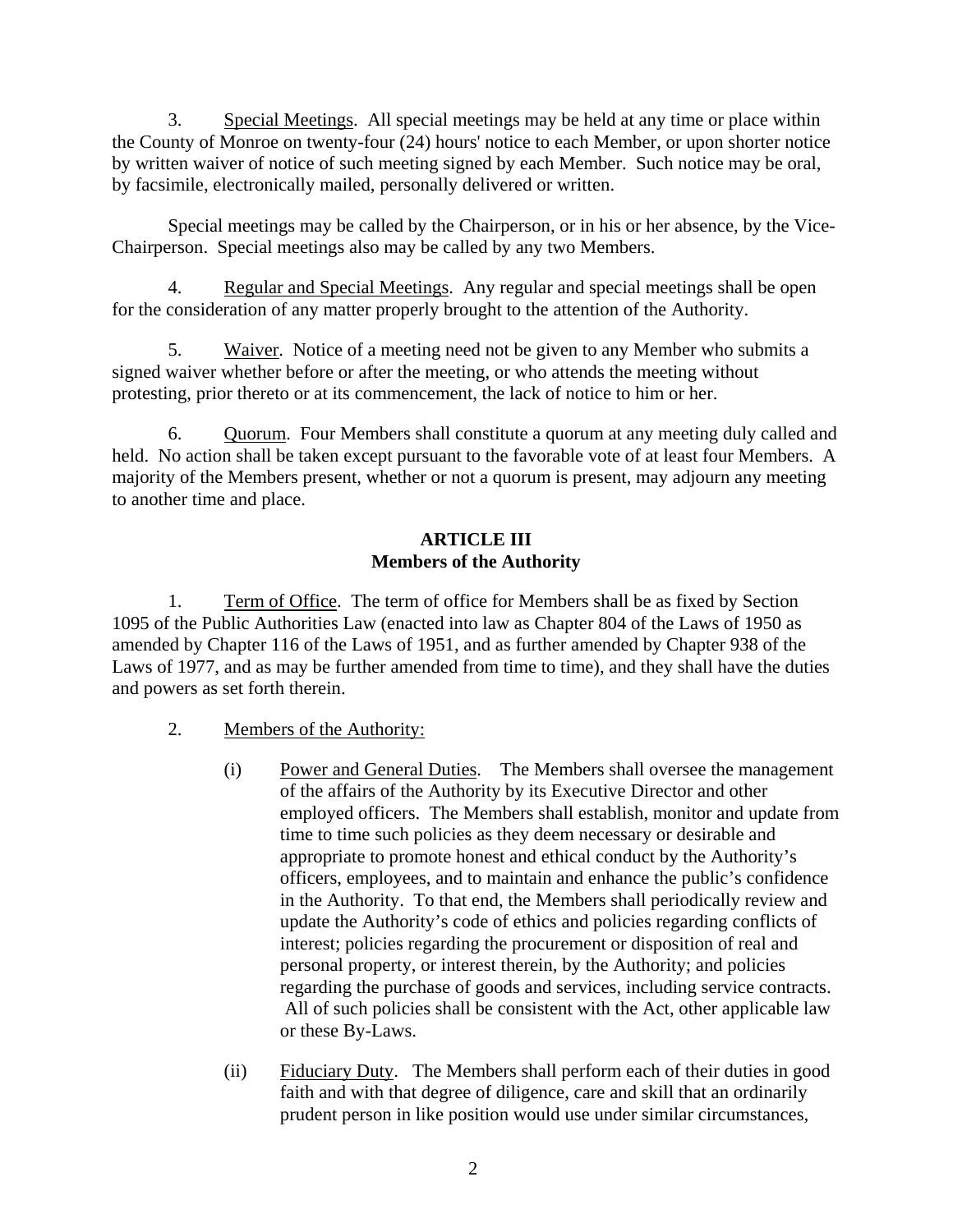3. Special Meetings. All special meetings may be held at any time or place within the County of Monroe on twenty-four (24) hours' notice to each Member, or upon shorter notice by written waiver of notice of such meeting signed by each Member. Such notice may be oral, by facsimile, electronically mailed, personally delivered or written.

Special meetings may be called by the Chairperson, or in his or her absence, by the Vice-Chairperson. Special meetings also may be called by any two Members.

4. Regular and Special Meetings. Any regular and special meetings shall be open for the consideration of any matter properly brought to the attention of the Authority.

5. Waiver. Notice of a meeting need not be given to any Member who submits a signed waiver whether before or after the meeting, or who attends the meeting without protesting, prior thereto or at its commencement, the lack of notice to him or her.

6. Quorum. Four Members shall constitute a quorum at any meeting duly called and held. No action shall be taken except pursuant to the favorable vote of at least four Members. A majority of the Members present, whether or not a quorum is present, may adjourn any meeting to another time and place.

## ARTICLE III
## Members of the Authority

1. Term of Office. The term of office for Members shall be as fixed by Section 1095 of the Public Authorities Law (enacted into law as Chapter 804 of the Laws of 1950 as amended by Chapter 116 of the Laws of 1951, and as further amended by Chapter 938 of the Laws of 1977, and as may be further amended from time to time), and they shall have the duties and powers as set forth therein.

2. Members of the Authority:

   (i) Power and General Duties. The Members shall oversee the management of the affairs of the Authority by its Executive Director and other employed officers. The Members shall establish, monitor and update from time to time such policies as they deem necessary or desirable and appropriate to promote honest and ethical conduct by the Authority's officers, employees, and to maintain and enhance the public's confidence in the Authority. To that end, the Members shall periodically review and update the Authority's code of ethics and policies regarding conflicts of interest; policies regarding the procurement or disposition of real and personal property, or interest therein, by the Authority; and policies regarding the purchase of goods and services, including service contracts. All of such policies shall be consistent with the Act, other applicable law or these By-Laws.

   (ii) Fiduciary Duty. The Members shall perform each of their duties in good faith and with that degree of diligence, care and skill that an ordinarily prudent person in like position would use under similar circumstances,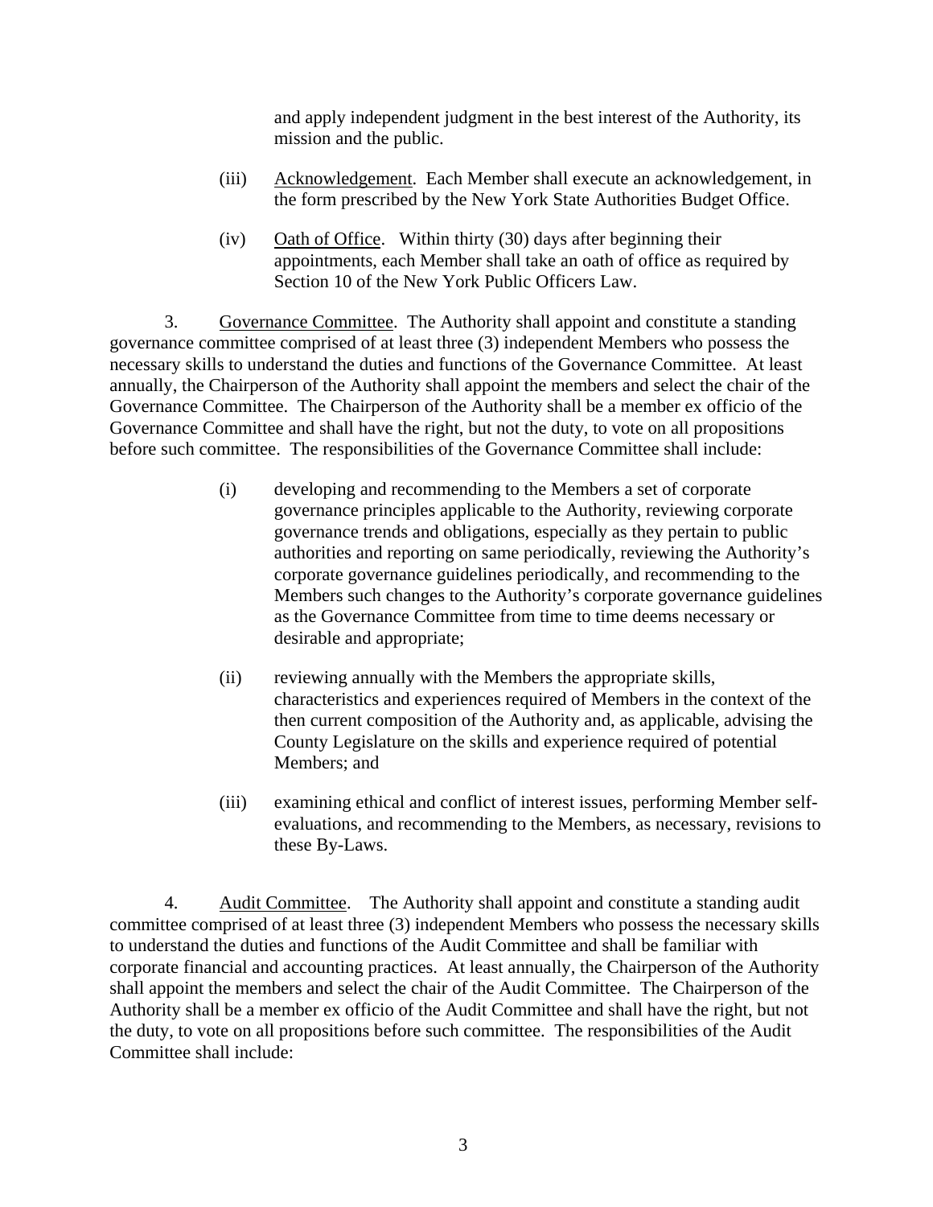and apply independent judgment in the best interest of the Authority, its mission and the public.

(iii) Acknowledgement. Each Member shall execute an acknowledgement, in the form prescribed by the New York State Authorities Budget Office.

(iv) Oath of Office. Within thirty (30) days after beginning their appointments, each Member shall take an oath of office as required by Section 10 of the New York Public Officers Law.

3. Governance Committee. The Authority shall appoint and constitute a standing governance committee comprised of at least three (3) independent Members who possess the necessary skills to understand the duties and functions of the Governance Committee. At least annually, the Chairperson of the Authority shall appoint the members and select the chair of the Governance Committee. The Chairperson of the Authority shall be a member ex officio of the Governance Committee and shall have the right, but not the duty, to vote on all propositions before such committee. The responsibilities of the Governance Committee shall include:

(i) developing and recommending to the Members a set of corporate governance principles applicable to the Authority, reviewing corporate governance trends and obligations, especially as they pertain to public authorities and reporting on same periodically, reviewing the Authority's corporate governance guidelines periodically, and recommending to the Members such changes to the Authority's corporate governance guidelines as the Governance Committee from time to time deems necessary or desirable and appropriate;

(ii) reviewing annually with the Members the appropriate skills, characteristics and experiences required of Members in the context of the then current composition of the Authority and, as applicable, advising the County Legislature on the skills and experience required of potential Members; and

(iii) examining ethical and conflict of interest issues, performing Member self-evaluations, and recommending to the Members, as necessary, revisions to these By-Laws.

4. Audit Committee. The Authority shall appoint and constitute a standing audit committee comprised of at least three (3) independent Members who possess the necessary skills to understand the duties and functions of the Audit Committee and shall be familiar with corporate financial and accounting practices. At least annually, the Chairperson of the Authority shall appoint the members and select the chair of the Audit Committee. The Chairperson of the Authority shall be a member ex officio of the Audit Committee and shall have the right, but not the duty, to vote on all propositions before such committee. The responsibilities of the Audit Committee shall include: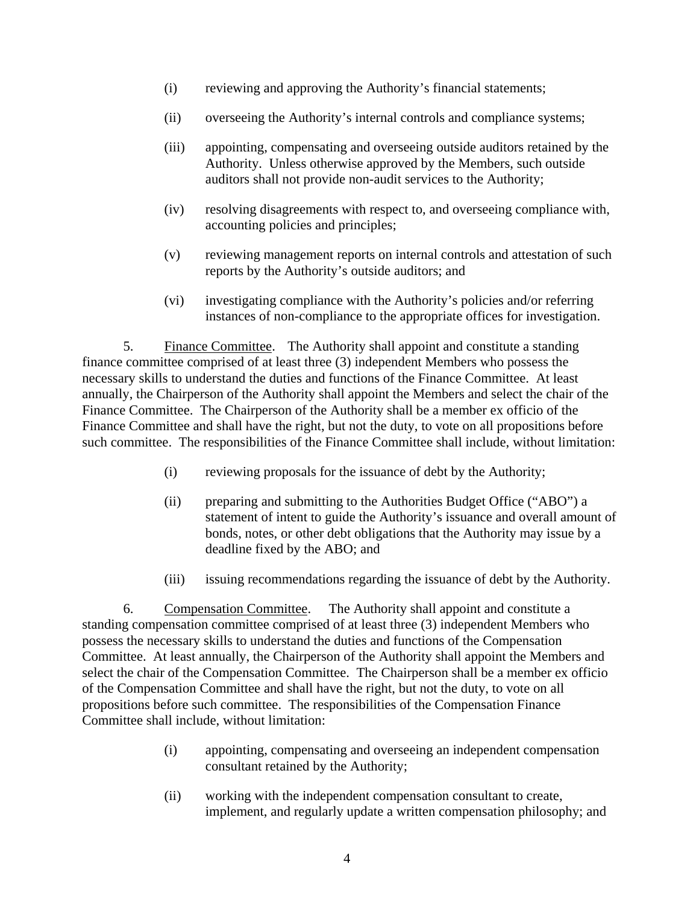(i) reviewing and approving the Authority's financial statements;

(ii) overseeing the Authority's internal controls and compliance systems;

(iii) appointing, compensating and overseeing outside auditors retained by the Authority. Unless otherwise approved by the Members, such outside auditors shall not provide non-audit services to the Authority;

(iv) resolving disagreements with respect to, and overseeing compliance with, accounting policies and principles;

(v) reviewing management reports on internal controls and attestation of such reports by the Authority's outside auditors; and

(vi) investigating compliance with the Authority's policies and/or referring instances of non-compliance to the appropriate offices for investigation.

5. <u>Finance Committee</u>. The Authority shall appoint and constitute a standing finance committee comprised of at least three (3) independent Members who possess the necessary skills to understand the duties and functions of the Finance Committee. At least annually, the Chairperson of the Authority shall appoint the Members and select the chair of the Finance Committee. The Chairperson of the Authority shall be a member ex officio of the Finance Committee and shall have the right, but not the duty, to vote on all propositions before such committee. The responsibilities of the Finance Committee shall include, without limitation:

(i) reviewing proposals for the issuance of debt by the Authority;

(ii) preparing and submitting to the Authorities Budget Office ("ABO") a statement of intent to guide the Authority's issuance and overall amount of bonds, notes, or other debt obligations that the Authority may issue by a deadline fixed by the ABO; and

(iii) issuing recommendations regarding the issuance of debt by the Authority.

6. <u>Compensation Committee</u>. The Authority shall appoint and constitute a standing compensation committee comprised of at least three (3) independent Members who possess the necessary skills to understand the duties and functions of the Compensation Committee. At least annually, the Chairperson of the Authority shall appoint the Members and select the chair of the Compensation Committee. The Chairperson shall be a member ex officio of the Compensation Committee and shall have the right, but not the duty, to vote on all propositions before such committee. The responsibilities of the Compensation Finance Committee shall include, without limitation:

(i) appointing, compensating and overseeing an independent compensation consultant retained by the Authority;

(ii) working with the independent compensation consultant to create, implement, and regularly update a written compensation philosophy; and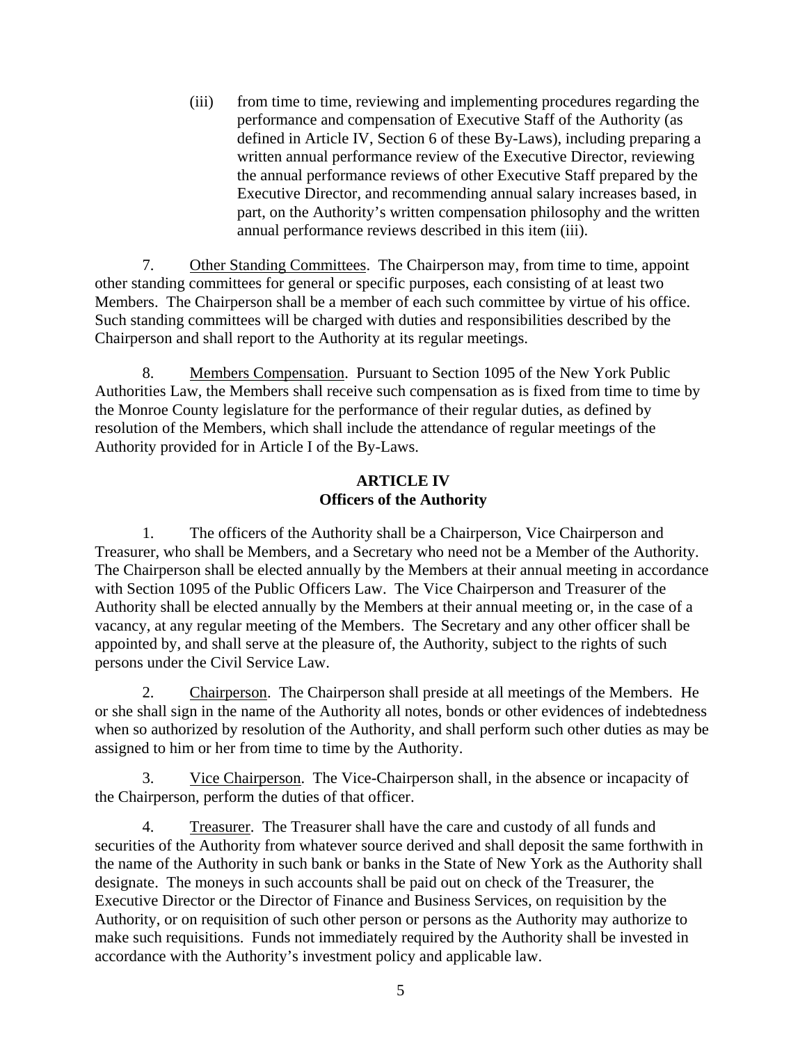(iii) from time to time, reviewing and implementing procedures regarding the performance and compensation of Executive Staff of the Authority (as defined in Article IV, Section 6 of these By-Laws), including preparing a written annual performance review of the Executive Director, reviewing the annual performance reviews of other Executive Staff prepared by the Executive Director, and recommending annual salary increases based, in part, on the Authority's written compensation philosophy and the written annual performance reviews described in this item (iii).

7. Other Standing Committees. The Chairperson may, from time to time, appoint other standing committees for general or specific purposes, each consisting of at least two Members. The Chairperson shall be a member of each such committee by virtue of his office. Such standing committees will be charged with duties and responsibilities described by the Chairperson and shall report to the Authority at its regular meetings.

8. Members Compensation. Pursuant to Section 1095 of the New York Public Authorities Law, the Members shall receive such compensation as is fixed from time to time by the Monroe County legislature for the performance of their regular duties, as defined by resolution of the Members, which shall include the attendance of regular meetings of the Authority provided for in Article I of the By-Laws.

## ARTICLE IV
## Officers of the Authority

1. The officers of the Authority shall be a Chairperson, Vice Chairperson and Treasurer, who shall be Members, and a Secretary who need not be a Member of the Authority. The Chairperson shall be elected annually by the Members at their annual meeting in accordance with Section 1095 of the Public Officers Law. The Vice Chairperson and Treasurer of the Authority shall be elected annually by the Members at their annual meeting or, in the case of a vacancy, at any regular meeting of the Members. The Secretary and any other officer shall be appointed by, and shall serve at the pleasure of, the Authority, subject to the rights of such persons under the Civil Service Law.

2. Chairperson. The Chairperson shall preside at all meetings of the Members. He or she shall sign in the name of the Authority all notes, bonds or other evidences of indebtedness when so authorized by resolution of the Authority, and shall perform such other duties as may be assigned to him or her from time to time by the Authority.

3. Vice Chairperson. The Vice-Chairperson shall, in the absence or incapacity of the Chairperson, perform the duties of that officer.

4. Treasurer. The Treasurer shall have the care and custody of all funds and securities of the Authority from whatever source derived and shall deposit the same forthwith in the name of the Authority in such bank or banks in the State of New York as the Authority shall designate. The moneys in such accounts shall be paid out on check of the Treasurer, the Executive Director or the Director of Finance and Business Services, on requisition by the Authority, or on requisition of such other person or persons as the Authority may authorize to make such requisitions. Funds not immediately required by the Authority shall be invested in accordance with the Authority's investment policy and applicable law.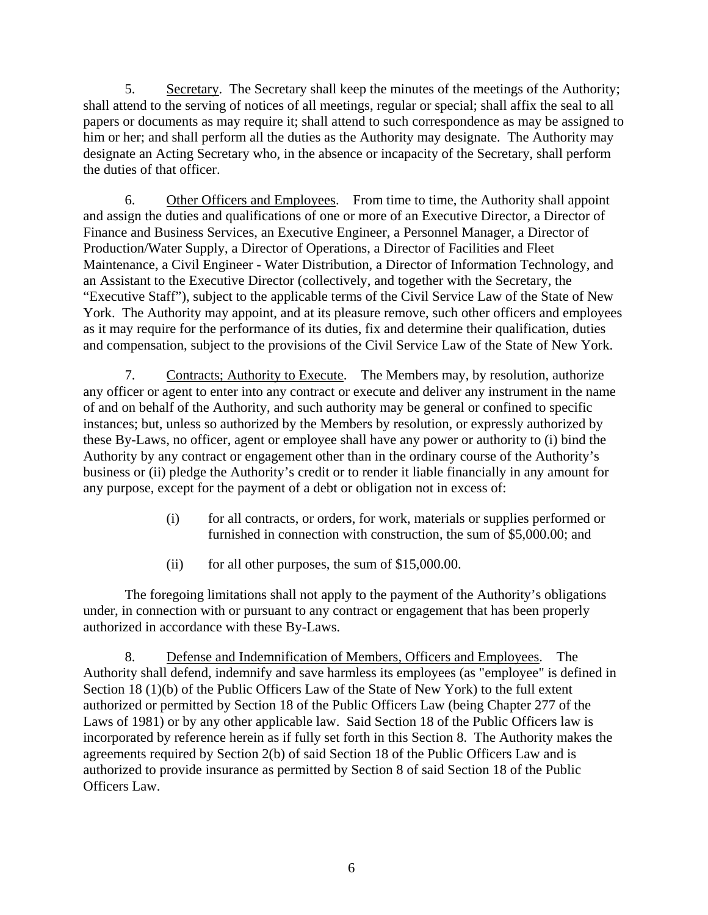5. Secretary. The Secretary shall keep the minutes of the meetings of the Authority; shall attend to the serving of notices of all meetings, regular or special; shall affix the seal to all papers or documents as may require it; shall attend to such correspondence as may be assigned to him or her; and shall perform all the duties as the Authority may designate. The Authority may designate an Acting Secretary who, in the absence or incapacity of the Secretary, shall perform the duties of that officer.

6. Other Officers and Employees. From time to time, the Authority shall appoint and assign the duties and qualifications of one or more of an Executive Director, a Director of Finance and Business Services, an Executive Engineer, a Personnel Manager, a Director of Production/Water Supply, a Director of Operations, a Director of Facilities and Fleet Maintenance, a Civil Engineer - Water Distribution, a Director of Information Technology, and an Assistant to the Executive Director (collectively, and together with the Secretary, the "Executive Staff"), subject to the applicable terms of the Civil Service Law of the State of New York. The Authority may appoint, and at its pleasure remove, such other officers and employees as it may require for the performance of its duties, fix and determine their qualification, duties and compensation, subject to the provisions of the Civil Service Law of the State of New York.

7. Contracts; Authority to Execute. The Members may, by resolution, authorize any officer or agent to enter into any contract or execute and deliver any instrument in the name of and on behalf of the Authority, and such authority may be general or confined to specific instances; but, unless so authorized by the Members by resolution, or expressly authorized by these By-Laws, no officer, agent or employee shall have any power or authority to (i) bind the Authority by any contract or engagement other than in the ordinary course of the Authority's business or (ii) pledge the Authority's credit or to render it liable financially in any amount for any purpose, except for the payment of a debt or obligation not in excess of:

> (i) for all contracts, or orders, for work, materials or supplies performed or furnished in connection with construction, the sum of $5,000.00; and
>
> (ii) for all other purposes, the sum of $15,000.00.

The foregoing limitations shall not apply to the payment of the Authority's obligations under, in connection with or pursuant to any contract or engagement that has been properly authorized in accordance with these By-Laws.

8. Defense and Indemnification of Members, Officers and Employees. The Authority shall defend, indemnify and save harmless its employees (as "employee" is defined in Section 18 (1)(b) of the Public Officers Law of the State of New York) to the full extent authorized or permitted by Section 18 of the Public Officers Law (being Chapter 277 of the Laws of 1981) or by any other applicable law. Said Section 18 of the Public Officers law is incorporated by reference herein as if fully set forth in this Section 8. The Authority makes the agreements required by Section 2(b) of said Section 18 of the Public Officers Law and is authorized to provide insurance as permitted by Section 8 of said Section 18 of the Public Officers Law.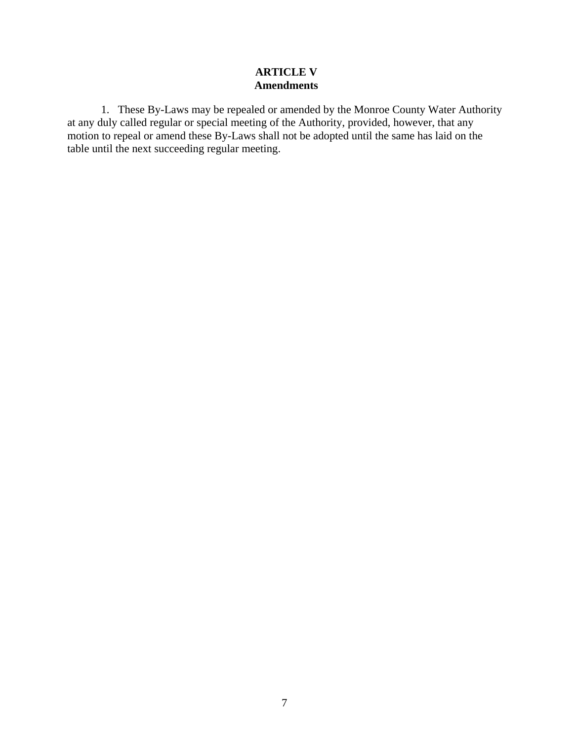# ARTICLE V
## Amendments

1. These By-Laws may be repealed or amended by the Monroe County Water Authority at any duly called regular or special meeting of the Authority, provided, however, that any motion to repeal or amend these By-Laws shall not be adopted until the same has laid on the table until the next succeeding regular meeting.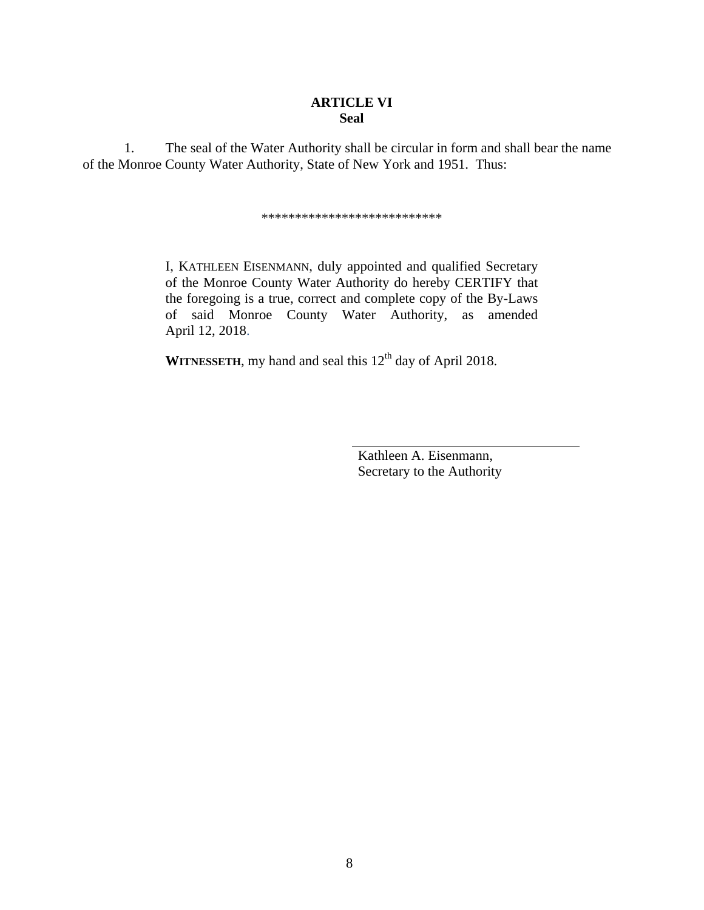## ARTICLE VI
## Seal

1. The seal of the Water Authority shall be circular in form and shall bear the name of the Monroe County Water Authority, State of New York and 1951. Thus:

***************************

I, KATHLEEN EISENMANN, duly appointed and qualified Secretary of the Monroe County Water Authority do hereby CERTIFY that the foregoing is a true, correct and complete copy of the By-Laws of said Monroe County Water Authority, as amended April 12, 2018.

**WITNESSETH**, my hand and seal this 12th day of April 2018.

Kathleen A. Eisenmann,
Secretary to the Authority